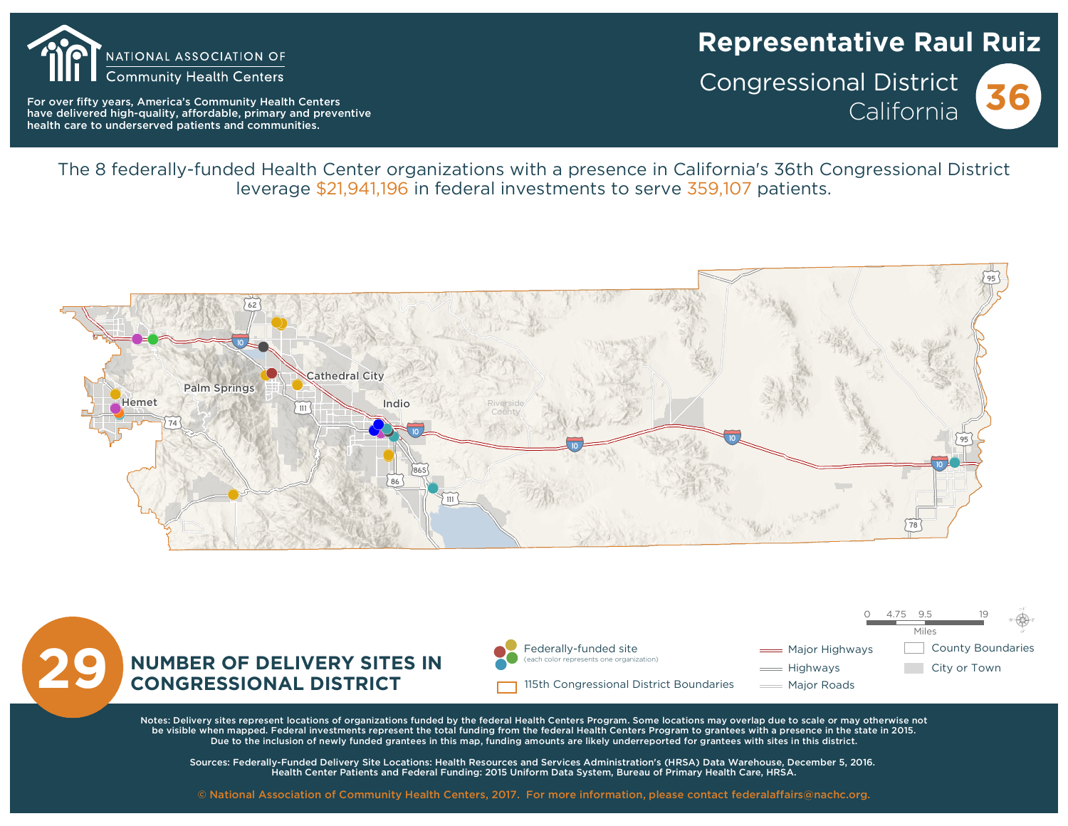NATIONAL ASSOCIATION OF Community Health Centers

For over fifty years, America's Community Health Centers have delivered high-quality, affordable, primary and preventive health care to underserved patients and communities.

# Representative Raul Ruiz

## Congressional District 36 California

The 8 federally-funded Health Center organizations with a presence in California's 36th Congressional District leverage $21,941,196 in federal investments to serve 359,107 patients.

Hemet
Palm Springs
Cathedral City
Indio
Riverside County

Miles: 0 4.75 9.5 19

**29** NUMBER OF DELIVERY SITES IN CONGRESSIONAL DISTRICT

Federally-funded site (each color represents one organization)

115th Congressional District Boundaries

Major Highways

Highways

Major Roads

County Boundaries

City or Town

Notes: Delivery sites represent locations of organizations funded by the federal Health Centers Program. Some locations may overlap due to scale or may otherwise not be visible when mapped. Federal investments represent the total funding from the federal Health Centers Program to grantees with a presence in the state in 2015. Due to the inclusion of newly funded grantees in this map, funding amounts are likely underreported for grantees with sites in this district.

Sources: Federally-Funded Delivery Site Locations: Health Resources and Services Administration's (HRSA) Data Warehouse, December 5, 2016. Health Center Patients and Federal Funding: 2015 Uniform Data System, Bureau of Primary Health Care, HRSA.

© National Association of Community Health Centers, 2017. For more information, please contact federalaffairs@nachc.org.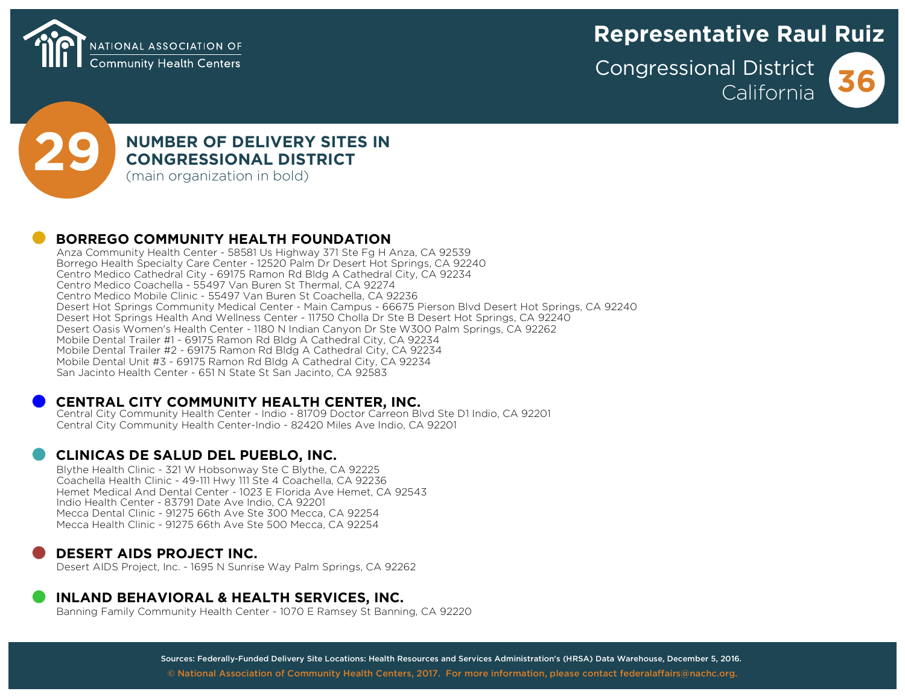NATIONAL ASSOCIATION OF Community Health Centers

# Representative Raul Ruiz

Congressional District 36 California

## 29 NUMBER OF DELIVERY SITES IN CONGRESSIONAL DISTRICT

(main organization in bold)

**BORREGO COMMUNITY HEALTH FOUNDATION**

Anza Community Health Center - 58581 Us Highway 371 Ste Fg H Anza, CA 92539
Borrego Health Specialty Care Center - 12520 Palm Dr Desert Hot Springs, CA 92240
Centro Medico Cathedral City - 69175 Ramon Rd Bldg A Cathedral City, CA 92234
Centro Medico Coachella - 55497 Van Buren St Thermal, CA 92274
Centro Medico Mobile Clinic - 55497 Van Buren St Coachella, CA 92236
Desert Hot Springs Community Medical Center - Main Campus - 66675 Pierson Blvd Desert Hot Springs, CA 92240
Desert Hot Springs Health And Wellness Center - 11750 Cholla Dr Ste B Desert Hot Springs, CA 92240
Desert Oasis Women's Health Center - 1180 N Indian Canyon Dr Ste W300 Palm Springs, CA 92262
Mobile Dental Trailer #1 - 69175 Ramon Rd Bldg A Cathedral City, CA 92234
Mobile Dental Trailer #2 - 69175 Ramon Rd Bldg A Cathedral City, CA 92234
Mobile Dental Unit #3 - 69175 Ramon Rd Bldg A Cathedral City, CA 92234
San Jacinto Health Center - 651 N State St San Jacinto, CA 92583

**CENTRAL CITY COMMUNITY HEALTH CENTER, INC.**

Central City Community Health Center - Indio - 81709 Doctor Carreon Blvd Ste D1 Indio, CA 92201
Central City Community Health Center-Indio - 82420 Miles Ave Indio, CA 92201

**CLINICAS DE SALUD DEL PUEBLO, INC.**

Blythe Health Clinic - 321 W Hobsonway Ste C Blythe, CA 92225
Coachella Health Clinic - 49-111 Hwy 111 Ste 4 Coachella, CA 92236
Hemet Medical And Dental Center - 1023 E Florida Ave Hemet, CA 92543
Indio Health Center - 83791 Date Ave Indio, CA 92201
Mecca Dental Clinic - 91275 66th Ave Ste 300 Mecca, CA 92254
Mecca Health Clinic - 91275 66th Ave Ste 500 Mecca, CA 92254

**DESERT AIDS PROJECT INC.**

Desert AIDS Project, Inc. - 1695 N Sunrise Way Palm Springs, CA 92262

**INLAND BEHAVIORAL & HEALTH SERVICES, INC.**

Banning Family Community Health Center - 1070 E Ramsey St Banning, CA 92220

Sources: Federally-Funded Delivery Site Locations: Health Resources and Services Administration's (HRSA) Data Warehouse, December 5, 2016.
© National Association of Community Health Centers, 2017. For more information, please contact federalaffairs@nachc.org.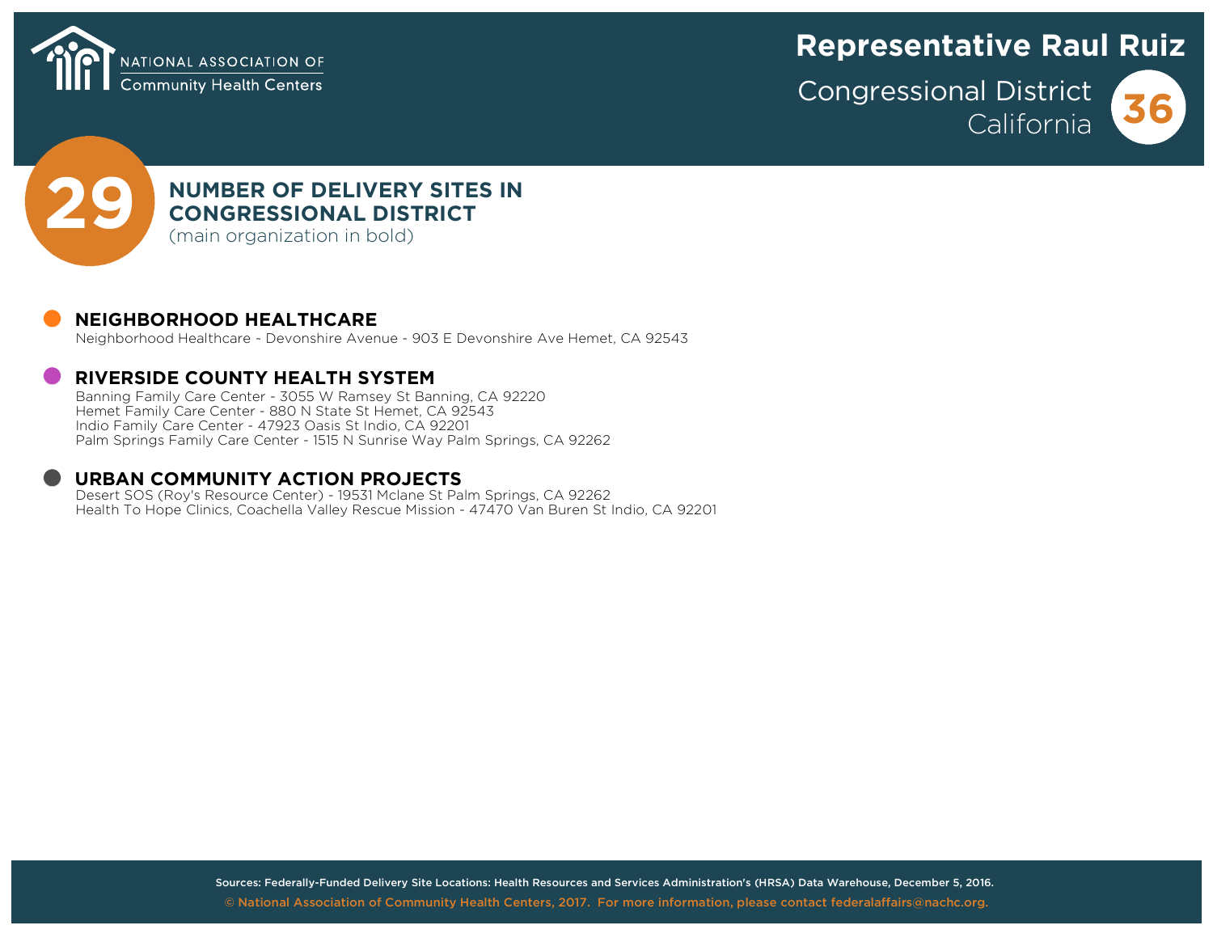NATIONAL ASSOCIATION OF Community Health Centers

# Representative Raul Ruiz

Congressional District 36
California

**29**

## NUMBER OF DELIVERY SITES IN CONGRESSIONAL DISTRICT

(main organization in bold)

### NEIGHBORHOOD HEALTHCARE

Neighborhood Healthcare ~ Devonshire Avenue - 903 E Devonshire Ave Hemet, CA 92543

### RIVERSIDE COUNTY HEALTH SYSTEM

Banning Family Care Center - 3055 W Ramsey St Banning, CA 92220
Hemet Family Care Center - 880 N State St Hemet, CA 92543
Indio Family Care Center - 47923 Oasis St Indio, CA 92201
Palm Springs Family Care Center - 1515 N Sunrise Way Palm Springs, CA 92262

### URBAN COMMUNITY ACTION PROJECTS

Desert SOS (Roy's Resource Center) - 19531 Mclane St Palm Springs, CA 92262
Health To Hope Clinics, Coachella Valley Rescue Mission - 47470 Van Buren St Indio, CA 92201

Sources: Federally-Funded Delivery Site Locations: Health Resources and Services Administration's (HRSA) Data Warehouse, December 5, 2016.

© National Association of Community Health Centers, 2017. For more information, please contact federalaffairs@nachc.org.